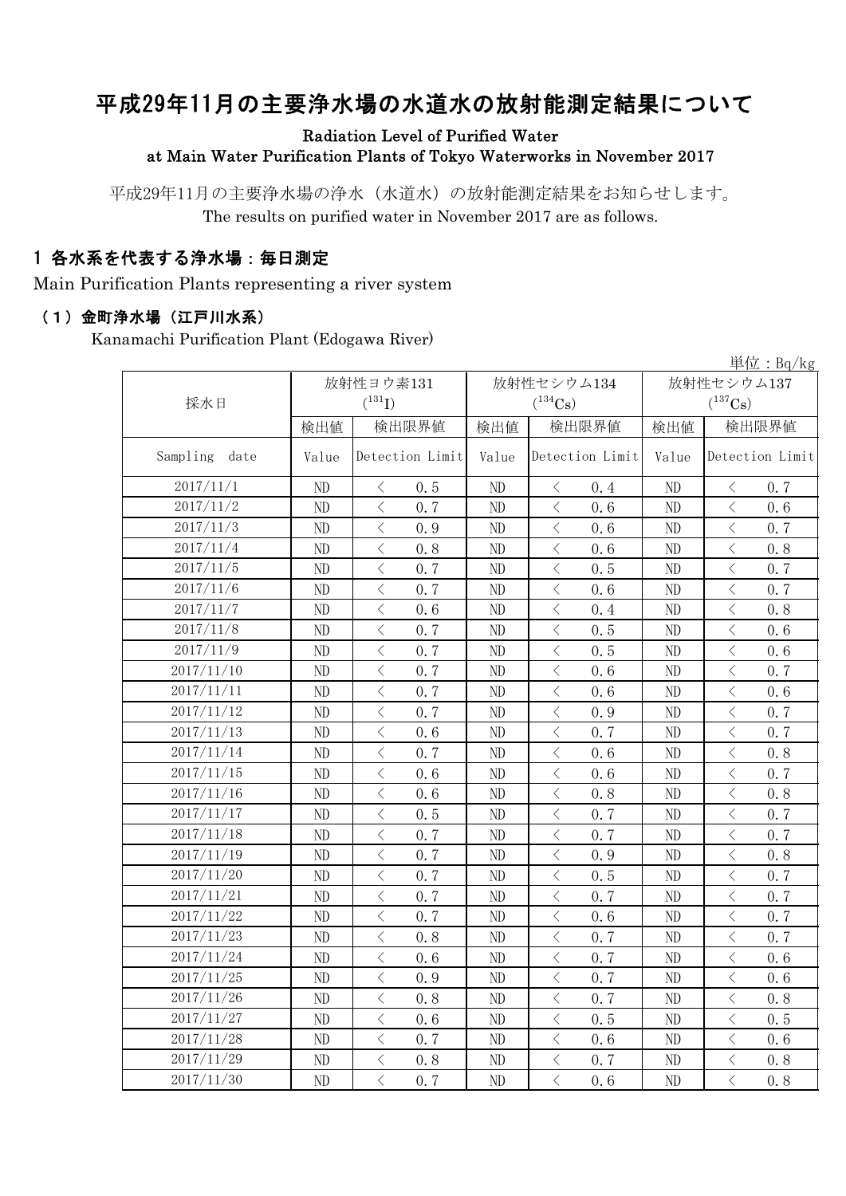# 平成29年11月の主要浄水場の水道水の放射能測定結果について

Radiation Level of Purified Water at Main Water Purification Plants of Tokyo Waterworks in November 2017

平成29年11月の主要浄水場の浄水（水道水）の放射能測定結果をお知らせします。
The results on purified water in November 2017 are as follows.

## 1 各水系を代表する浄水場：毎日測定

Main Purification Plants representing a river system

### （1）金町浄水場（江戸川水系）

Kanamachi Purification Plant (Edogawa River)

単位：Bq/kg

| 採水日 | 放射性ヨウ素131 ($^{131}I$) | | 放射性セシウム134 ($^{134}Cs$) | | 放射性セシウム137 ($^{137}Cs$) | |
|---|---|---|---|---|---|---|
| | 検出値 | 検出限界値 | 検出値 | 検出限界値 | 検出値 | 検出限界値 |
| Sampling date | Value | Detection Limit | Value | Detection Limit | Value | Detection Limit |
| 2017/11/1 | ND | ＜ 0.5 | ND | ＜ 0.4 | ND | ＜ 0.7 |
| 2017/11/2 | ND | ＜ 0.7 | ND | ＜ 0.6 | ND | ＜ 0.6 |
| 2017/11/3 | ND | ＜ 0.9 | ND | ＜ 0.6 | ND | ＜ 0.7 |
| 2017/11/4 | ND | ＜ 0.8 | ND | ＜ 0.6 | ND | ＜ 0.8 |
| 2017/11/5 | ND | ＜ 0.7 | ND | ＜ 0.5 | ND | ＜ 0.7 |
| 2017/11/6 | ND | ＜ 0.7 | ND | ＜ 0.6 | ND | ＜ 0.7 |
| 2017/11/7 | ND | ＜ 0.6 | ND | ＜ 0.4 | ND | ＜ 0.8 |
| 2017/11/8 | ND | ＜ 0.7 | ND | ＜ 0.5 | ND | ＜ 0.6 |
| 2017/11/9 | ND | ＜ 0.7 | ND | ＜ 0.5 | ND | ＜ 0.6 |
| 2017/11/10 | ND | ＜ 0.7 | ND | ＜ 0.6 | ND | ＜ 0.7 |
| 2017/11/11 | ND | ＜ 0.7 | ND | ＜ 0.6 | ND | ＜ 0.6 |
| 2017/11/12 | ND | ＜ 0.7 | ND | ＜ 0.9 | ND | ＜ 0.7 |
| 2017/11/13 | ND | ＜ 0.6 | ND | ＜ 0.7 | ND | ＜ 0.7 |
| 2017/11/14 | ND | ＜ 0.7 | ND | ＜ 0.6 | ND | ＜ 0.8 |
| 2017/11/15 | ND | ＜ 0.6 | ND | ＜ 0.6 | ND | ＜ 0.7 |
| 2017/11/16 | ND | ＜ 0.6 | ND | ＜ 0.8 | ND | ＜ 0.8 |
| 2017/11/17 | ND | ＜ 0.5 | ND | ＜ 0.7 | ND | ＜ 0.7 |
| 2017/11/18 | ND | ＜ 0.7 | ND | ＜ 0.7 | ND | ＜ 0.7 |
| 2017/11/19 | ND | ＜ 0.7 | ND | ＜ 0.9 | ND | ＜ 0.8 |
| 2017/11/20 | ND | ＜ 0.7 | ND | ＜ 0.5 | ND | ＜ 0.7 |
| 2017/11/21 | ND | ＜ 0.7 | ND | ＜ 0.7 | ND | ＜ 0.7 |
| 2017/11/22 | ND | ＜ 0.7 | ND | ＜ 0.6 | ND | ＜ 0.7 |
| 2017/11/23 | ND | ＜ 0.8 | ND | ＜ 0.7 | ND | ＜ 0.7 |
| 2017/11/24 | ND | ＜ 0.6 | ND | ＜ 0.7 | ND | ＜ 0.6 |
| 2017/11/25 | ND | ＜ 0.9 | ND | ＜ 0.7 | ND | ＜ 0.6 |
| 2017/11/26 | ND | ＜ 0.8 | ND | ＜ 0.7 | ND | ＜ 0.8 |
| 2017/11/27 | ND | ＜ 0.6 | ND | ＜ 0.5 | ND | ＜ 0.5 |
| 2017/11/28 | ND | ＜ 0.7 | ND | ＜ 0.6 | ND | ＜ 0.6 |
| 2017/11/29 | ND | ＜ 0.8 | ND | ＜ 0.7 | ND | ＜ 0.8 |
| 2017/11/30 | ND | ＜ 0.7 | ND | ＜ 0.6 | ND | ＜ 0.8 |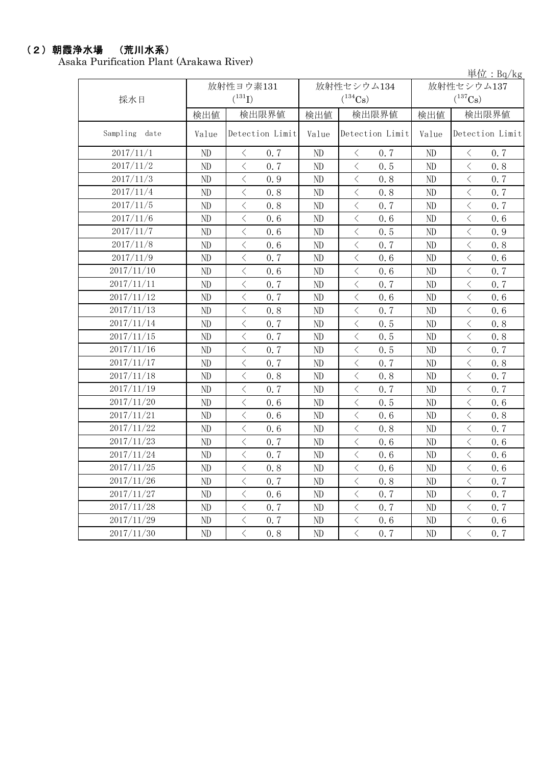## （２）朝霞浄水場　（荒川水系）

Asaka Purification Plant (Arakawa River)

単位：Bq/kg

| 採水日 | 放射性ヨウ素131 ($^{131}$I) | | 放射性セシウム134 ($^{134}$Cs) | | 放射性セシウム137 ($^{137}$Cs) | |
|---|---|---|---|---|---|---|
| | 検出値 | 検出限界値 | 検出値 | 検出限界値 | 検出値 | 検出限界値 |
| Sampling date | Value | Detection Limit | Value | Detection Limit | Value | Detection Limit |
| 2017/11/1 | ND | ＜ 0.7 | ND | ＜ 0.7 | ND | ＜ 0.7 |
| 2017/11/2 | ND | ＜ 0.7 | ND | ＜ 0.5 | ND | ＜ 0.8 |
| 2017/11/3 | ND | ＜ 0.9 | ND | ＜ 0.8 | ND | ＜ 0.7 |
| 2017/11/4 | ND | ＜ 0.8 | ND | ＜ 0.8 | ND | ＜ 0.7 |
| 2017/11/5 | ND | ＜ 0.8 | ND | ＜ 0.7 | ND | ＜ 0.7 |
| 2017/11/6 | ND | ＜ 0.6 | ND | ＜ 0.6 | ND | ＜ 0.6 |
| 2017/11/7 | ND | ＜ 0.6 | ND | ＜ 0.5 | ND | ＜ 0.9 |
| 2017/11/8 | ND | ＜ 0.6 | ND | ＜ 0.7 | ND | ＜ 0.8 |
| 2017/11/9 | ND | ＜ 0.7 | ND | ＜ 0.6 | ND | ＜ 0.6 |
| 2017/11/10 | ND | ＜ 0.6 | ND | ＜ 0.6 | ND | ＜ 0.7 |
| 2017/11/11 | ND | ＜ 0.7 | ND | ＜ 0.7 | ND | ＜ 0.7 |
| 2017/11/12 | ND | ＜ 0.7 | ND | ＜ 0.6 | ND | ＜ 0.6 |
| 2017/11/13 | ND | ＜ 0.8 | ND | ＜ 0.7 | ND | ＜ 0.6 |
| 2017/11/14 | ND | ＜ 0.7 | ND | ＜ 0.5 | ND | ＜ 0.8 |
| 2017/11/15 | ND | ＜ 0.7 | ND | ＜ 0.5 | ND | ＜ 0.8 |
| 2017/11/16 | ND | ＜ 0.7 | ND | ＜ 0.5 | ND | ＜ 0.7 |
| 2017/11/17 | ND | ＜ 0.7 | ND | ＜ 0.7 | ND | ＜ 0.8 |
| 2017/11/18 | ND | ＜ 0.8 | ND | ＜ 0.8 | ND | ＜ 0.7 |
| 2017/11/19 | ND | ＜ 0.7 | ND | ＜ 0.7 | ND | ＜ 0.7 |
| 2017/11/20 | ND | ＜ 0.6 | ND | ＜ 0.5 | ND | ＜ 0.6 |
| 2017/11/21 | ND | ＜ 0.6 | ND | ＜ 0.6 | ND | ＜ 0.8 |
| 2017/11/22 | ND | ＜ 0.6 | ND | ＜ 0.8 | ND | ＜ 0.7 |
| 2017/11/23 | ND | ＜ 0.7 | ND | ＜ 0.6 | ND | ＜ 0.6 |
| 2017/11/24 | ND | ＜ 0.7 | ND | ＜ 0.6 | ND | ＜ 0.6 |
| 2017/11/25 | ND | ＜ 0.8 | ND | ＜ 0.6 | ND | ＜ 0.6 |
| 2017/11/26 | ND | ＜ 0.7 | ND | ＜ 0.8 | ND | ＜ 0.7 |
| 2017/11/27 | ND | ＜ 0.6 | ND | ＜ 0.7 | ND | ＜ 0.7 |
| 2017/11/28 | ND | ＜ 0.7 | ND | ＜ 0.7 | ND | ＜ 0.7 |
| 2017/11/29 | ND | ＜ 0.7 | ND | ＜ 0.6 | ND | ＜ 0.6 |
| 2017/11/30 | ND | ＜ 0.8 | ND | ＜ 0.7 | ND | ＜ 0.7 |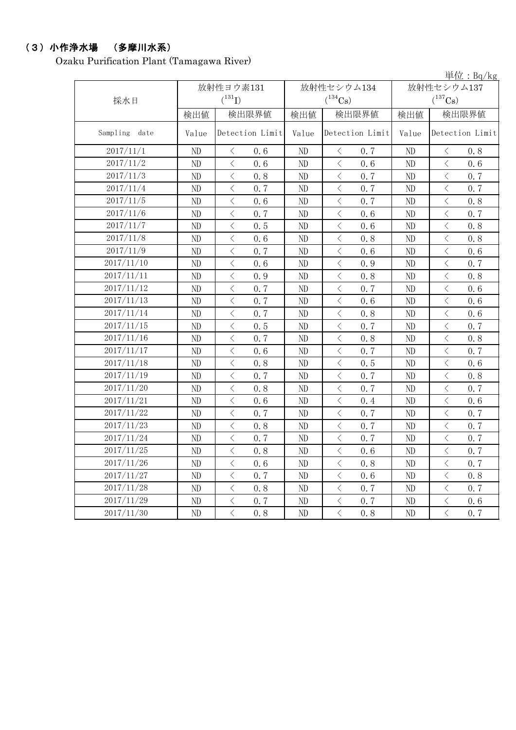## （3）小作浄水場　（多摩川水系）

Ozaku Purification Plant (Tamagawa River)

単位：Bq/kg

| 採水日 | 放射性ヨウ素131 ($^{131}I$) | | 放射性セシウム134 ($^{134}Cs$) | | 放射性セシウム137 ($^{137}Cs$) | |
|---|---|---|---|---|---|---|
| | 検出値 | 検出限界値 | 検出値 | 検出限界値 | 検出値 | 検出限界値 |
| Sampling date | Value | Detection Limit | Value | Detection Limit | Value | Detection Limit |
| 2017/11/1 | ND | ＜ 0.6 | ND | ＜ 0.7 | ND | ＜ 0.8 |
| 2017/11/2 | ND | ＜ 0.6 | ND | ＜ 0.6 | ND | ＜ 0.6 |
| 2017/11/3 | ND | ＜ 0.8 | ND | ＜ 0.7 | ND | ＜ 0.7 |
| 2017/11/4 | ND | ＜ 0.7 | ND | ＜ 0.7 | ND | ＜ 0.7 |
| 2017/11/5 | ND | ＜ 0.6 | ND | ＜ 0.7 | ND | ＜ 0.8 |
| 2017/11/6 | ND | ＜ 0.7 | ND | ＜ 0.6 | ND | ＜ 0.7 |
| 2017/11/7 | ND | ＜ 0.5 | ND | ＜ 0.6 | ND | ＜ 0.8 |
| 2017/11/8 | ND | ＜ 0.6 | ND | ＜ 0.8 | ND | ＜ 0.8 |
| 2017/11/9 | ND | ＜ 0.7 | ND | ＜ 0.6 | ND | ＜ 0.6 |
| 2017/11/10 | ND | ＜ 0.6 | ND | ＜ 0.9 | ND | ＜ 0.7 |
| 2017/11/11 | ND | ＜ 0.9 | ND | ＜ 0.8 | ND | ＜ 0.8 |
| 2017/11/12 | ND | ＜ 0.7 | ND | ＜ 0.7 | ND | ＜ 0.6 |
| 2017/11/13 | ND | ＜ 0.7 | ND | ＜ 0.6 | ND | ＜ 0.6 |
| 2017/11/14 | ND | ＜ 0.7 | ND | ＜ 0.8 | ND | ＜ 0.6 |
| 2017/11/15 | ND | ＜ 0.5 | ND | ＜ 0.7 | ND | ＜ 0.7 |
| 2017/11/16 | ND | ＜ 0.7 | ND | ＜ 0.8 | ND | ＜ 0.8 |
| 2017/11/17 | ND | ＜ 0.6 | ND | ＜ 0.7 | ND | ＜ 0.7 |
| 2017/11/18 | ND | ＜ 0.8 | ND | ＜ 0.5 | ND | ＜ 0.6 |
| 2017/11/19 | ND | ＜ 0.7 | ND | ＜ 0.7 | ND | ＜ 0.8 |
| 2017/11/20 | ND | ＜ 0.8 | ND | ＜ 0.7 | ND | ＜ 0.7 |
| 2017/11/21 | ND | ＜ 0.6 | ND | ＜ 0.4 | ND | ＜ 0.6 |
| 2017/11/22 | ND | ＜ 0.7 | ND | ＜ 0.7 | ND | ＜ 0.7 |
| 2017/11/23 | ND | ＜ 0.8 | ND | ＜ 0.7 | ND | ＜ 0.7 |
| 2017/11/24 | ND | ＜ 0.7 | ND | ＜ 0.7 | ND | ＜ 0.7 |
| 2017/11/25 | ND | ＜ 0.8 | ND | ＜ 0.6 | ND | ＜ 0.7 |
| 2017/11/26 | ND | ＜ 0.6 | ND | ＜ 0.8 | ND | ＜ 0.7 |
| 2017/11/27 | ND | ＜ 0.7 | ND | ＜ 0.6 | ND | ＜ 0.8 |
| 2017/11/28 | ND | ＜ 0.8 | ND | ＜ 0.7 | ND | ＜ 0.7 |
| 2017/11/29 | ND | ＜ 0.7 | ND | ＜ 0.7 | ND | ＜ 0.6 |
| 2017/11/30 | ND | ＜ 0.8 | ND | ＜ 0.8 | ND | ＜ 0.7 |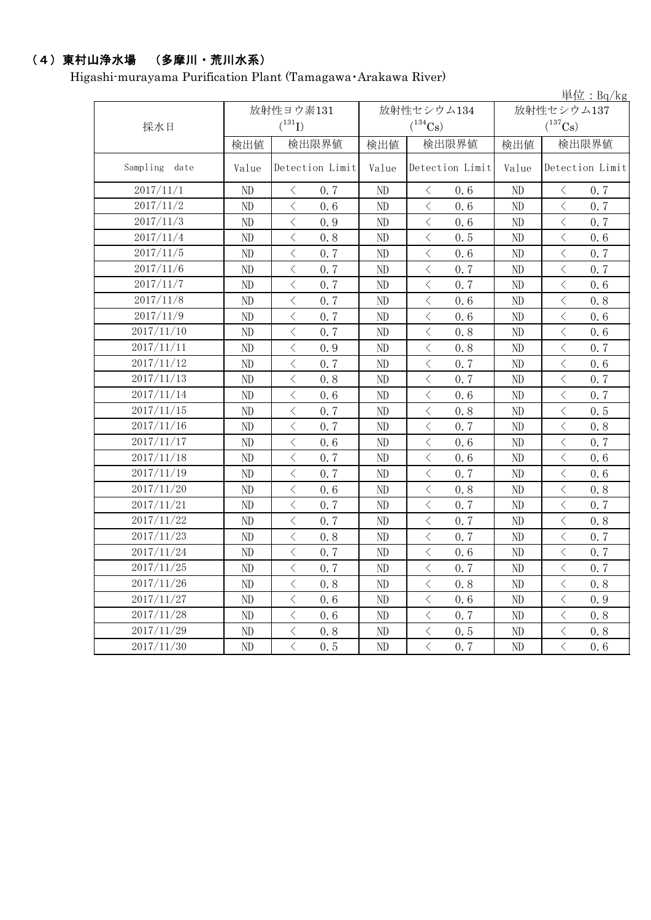## （4）東村山浄水場　（多摩川・荒川水系）

Higashi-murayama Purification Plant (Tamagawa･Arakawa River)

単位：Bq/kg

| 採水日 | 放射性ヨウ素131 ($^{131}$I) | | 放射性セシウム134 ($^{134}$Cs) | | 放射性セシウム137 ($^{137}$Cs) | |
|---|---|---|---|---|---|---|
| | 検出値 | 検出限界値 | 検出値 | 検出限界値 | 検出値 | 検出限界値 |
| Sampling date | Value | Detection Limit | Value | Detection Limit | Value | Detection Limit |
| 2017/11/1 | ND | ＜ 0.7 | ND | ＜ 0.6 | ND | ＜ 0.7 |
| 2017/11/2 | ND | ＜ 0.6 | ND | ＜ 0.6 | ND | ＜ 0.7 |
| 2017/11/3 | ND | ＜ 0.9 | ND | ＜ 0.6 | ND | ＜ 0.7 |
| 2017/11/4 | ND | ＜ 0.8 | ND | ＜ 0.5 | ND | ＜ 0.6 |
| 2017/11/5 | ND | ＜ 0.7 | ND | ＜ 0.6 | ND | ＜ 0.7 |
| 2017/11/6 | ND | ＜ 0.7 | ND | ＜ 0.7 | ND | ＜ 0.7 |
| 2017/11/7 | ND | ＜ 0.7 | ND | ＜ 0.7 | ND | ＜ 0.6 |
| 2017/11/8 | ND | ＜ 0.7 | ND | ＜ 0.6 | ND | ＜ 0.8 |
| 2017/11/9 | ND | ＜ 0.7 | ND | ＜ 0.6 | ND | ＜ 0.6 |
| 2017/11/10 | ND | ＜ 0.7 | ND | ＜ 0.8 | ND | ＜ 0.6 |
| 2017/11/11 | ND | ＜ 0.9 | ND | ＜ 0.8 | ND | ＜ 0.7 |
| 2017/11/12 | ND | ＜ 0.7 | ND | ＜ 0.7 | ND | ＜ 0.6 |
| 2017/11/13 | ND | ＜ 0.8 | ND | ＜ 0.7 | ND | ＜ 0.7 |
| 2017/11/14 | ND | ＜ 0.6 | ND | ＜ 0.6 | ND | ＜ 0.7 |
| 2017/11/15 | ND | ＜ 0.7 | ND | ＜ 0.8 | ND | ＜ 0.5 |
| 2017/11/16 | ND | ＜ 0.7 | ND | ＜ 0.7 | ND | ＜ 0.8 |
| 2017/11/17 | ND | ＜ 0.6 | ND | ＜ 0.6 | ND | ＜ 0.7 |
| 2017/11/18 | ND | ＜ 0.7 | ND | ＜ 0.6 | ND | ＜ 0.6 |
| 2017/11/19 | ND | ＜ 0.7 | ND | ＜ 0.7 | ND | ＜ 0.6 |
| 2017/11/20 | ND | ＜ 0.6 | ND | ＜ 0.8 | ND | ＜ 0.8 |
| 2017/11/21 | ND | ＜ 0.7 | ND | ＜ 0.7 | ND | ＜ 0.7 |
| 2017/11/22 | ND | ＜ 0.7 | ND | ＜ 0.7 | ND | ＜ 0.8 |
| 2017/11/23 | ND | ＜ 0.8 | ND | ＜ 0.7 | ND | ＜ 0.7 |
| 2017/11/24 | ND | ＜ 0.7 | ND | ＜ 0.6 | ND | ＜ 0.7 |
| 2017/11/25 | ND | ＜ 0.7 | ND | ＜ 0.7 | ND | ＜ 0.7 |
| 2017/11/26 | ND | ＜ 0.8 | ND | ＜ 0.8 | ND | ＜ 0.8 |
| 2017/11/27 | ND | ＜ 0.6 | ND | ＜ 0.6 | ND | ＜ 0.9 |
| 2017/11/28 | ND | ＜ 0.6 | ND | ＜ 0.7 | ND | ＜ 0.8 |
| 2017/11/29 | ND | ＜ 0.8 | ND | ＜ 0.5 | ND | ＜ 0.8 |
| 2017/11/30 | ND | ＜ 0.5 | ND | ＜ 0.7 | ND | ＜ 0.6 |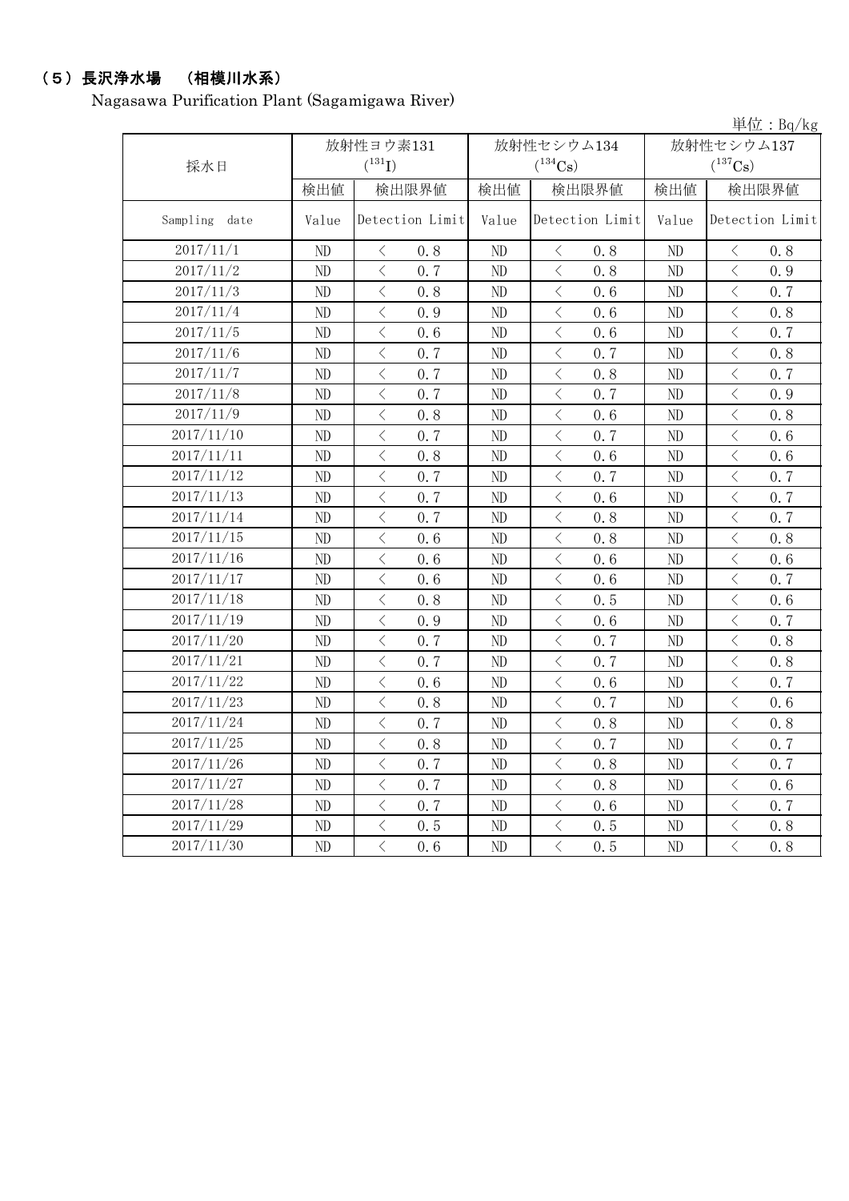## （5）長沢浄水場　（相模川水系）

Nagasawa Purification Plant (Sagamigawa River)

単位：Bq/kg

| 採水日 | 放射性ヨウ素131 ($^{131}I$) | | 放射性セシウム134 ($^{134}Cs$) | | 放射性セシウム137 ($^{137}Cs$) | |
|---|---|---|---|---|---|---|
| | 検出値 | 検出限界値 | 検出値 | 検出限界値 | 検出値 | 検出限界値 |
| Sampling date | Value | Detection Limit | Value | Detection Limit | Value | Detection Limit |
| 2017/11/1 | ND | ＜ 0.8 | ND | ＜ 0.8 | ND | ＜ 0.8 |
| 2017/11/2 | ND | ＜ 0.7 | ND | ＜ 0.8 | ND | ＜ 0.9 |
| 2017/11/3 | ND | ＜ 0.8 | ND | ＜ 0.6 | ND | ＜ 0.7 |
| 2017/11/4 | ND | ＜ 0.9 | ND | ＜ 0.6 | ND | ＜ 0.8 |
| 2017/11/5 | ND | ＜ 0.6 | ND | ＜ 0.6 | ND | ＜ 0.7 |
| 2017/11/6 | ND | ＜ 0.7 | ND | ＜ 0.7 | ND | ＜ 0.8 |
| 2017/11/7 | ND | ＜ 0.7 | ND | ＜ 0.8 | ND | ＜ 0.7 |
| 2017/11/8 | ND | ＜ 0.7 | ND | ＜ 0.7 | ND | ＜ 0.9 |
| 2017/11/9 | ND | ＜ 0.8 | ND | ＜ 0.6 | ND | ＜ 0.8 |
| 2017/11/10 | ND | ＜ 0.7 | ND | ＜ 0.7 | ND | ＜ 0.6 |
| 2017/11/11 | ND | ＜ 0.8 | ND | ＜ 0.6 | ND | ＜ 0.6 |
| 2017/11/12 | ND | ＜ 0.7 | ND | ＜ 0.7 | ND | ＜ 0.7 |
| 2017/11/13 | ND | ＜ 0.7 | ND | ＜ 0.6 | ND | ＜ 0.7 |
| 2017/11/14 | ND | ＜ 0.7 | ND | ＜ 0.8 | ND | ＜ 0.7 |
| 2017/11/15 | ND | ＜ 0.6 | ND | ＜ 0.8 | ND | ＜ 0.8 |
| 2017/11/16 | ND | ＜ 0.6 | ND | ＜ 0.6 | ND | ＜ 0.6 |
| 2017/11/17 | ND | ＜ 0.6 | ND | ＜ 0.6 | ND | ＜ 0.7 |
| 2017/11/18 | ND | ＜ 0.8 | ND | ＜ 0.5 | ND | ＜ 0.6 |
| 2017/11/19 | ND | ＜ 0.9 | ND | ＜ 0.6 | ND | ＜ 0.7 |
| 2017/11/20 | ND | ＜ 0.7 | ND | ＜ 0.7 | ND | ＜ 0.8 |
| 2017/11/21 | ND | ＜ 0.7 | ND | ＜ 0.7 | ND | ＜ 0.8 |
| 2017/11/22 | ND | ＜ 0.6 | ND | ＜ 0.6 | ND | ＜ 0.7 |
| 2017/11/23 | ND | ＜ 0.8 | ND | ＜ 0.7 | ND | ＜ 0.6 |
| 2017/11/24 | ND | ＜ 0.7 | ND | ＜ 0.8 | ND | ＜ 0.8 |
| 2017/11/25 | ND | ＜ 0.8 | ND | ＜ 0.7 | ND | ＜ 0.7 |
| 2017/11/26 | ND | ＜ 0.7 | ND | ＜ 0.8 | ND | ＜ 0.7 |
| 2017/11/27 | ND | ＜ 0.7 | ND | ＜ 0.8 | ND | ＜ 0.6 |
| 2017/11/28 | ND | ＜ 0.7 | ND | ＜ 0.6 | ND | ＜ 0.7 |
| 2017/11/29 | ND | ＜ 0.5 | ND | ＜ 0.5 | ND | ＜ 0.8 |
| 2017/11/30 | ND | ＜ 0.6 | ND | ＜ 0.5 | ND | ＜ 0.8 |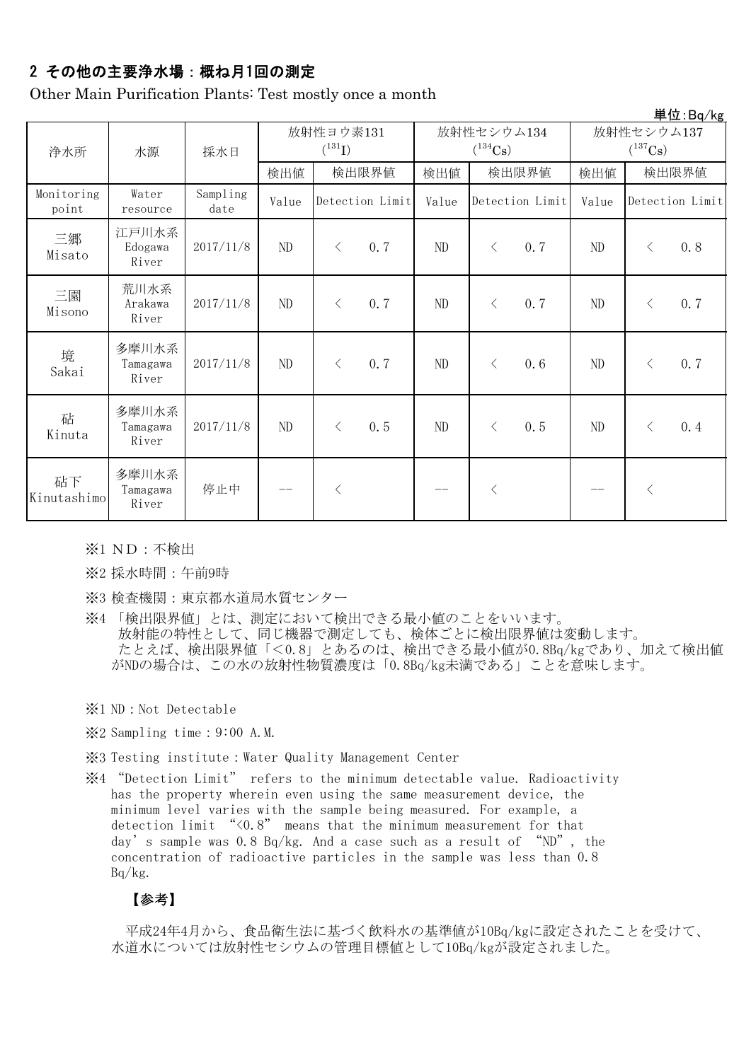## 2 その他の主要浄水場：概ね月1回の測定

Other Main Purification Plants: Test mostly once a month

単位：Bq/kg

| 浄水所 | 水源 | 採水日 | 放射性ヨウ素131 ($^{131}I$) | | | 放射性セシウム134 ($^{134}Cs$) | | | 放射性セシウム137 ($^{137}Cs$) | | |
|---|---|---|---|---|---|---|---|---|---|---|---|
| | | | 検出値 | 検出限界値 | | 検出値 | 検出限界値 | | 検出値 | 検出限界値 | |
| Monitoring point | Water resource | Sampling date | Value | Detection Limit | | Value | Detection Limit | | Value | Detection Limit | |
| 三郷 Misato | 江戸川水系 Edogawa River | 2017/11/8 | ND | < | 0.7 | ND | < | 0.7 | ND | < | 0.8 |
| 三園 Misono | 荒川水系 Arakawa River | 2017/11/8 | ND | < | 0.7 | ND | < | 0.7 | ND | < | 0.7 |
| 境 Sakai | 多摩川水系 Tamagawa River | 2017/11/8 | ND | < | 0.7 | ND | < | 0.6 | ND | < | 0.7 |
| 砧 Kinuta | 多摩川水系 Tamagawa River | 2017/11/8 | ND | < | 0.5 | ND | < | 0.5 | ND | < | 0.4 |
| 砧下 Kinutashimo | 多摩川水系 Tamagawa River | 停止中 | -- | < | | -- | < | | -- | < | |

※1 ND：不検出

※2 採水時間：午前9時

※3 検査機関：東京都水道局水質センター

※4 「検出限界値」とは、測定において検出できる最小値のことをいいます。
放射能の特性として、同じ機器で測定しても、検体ごとに検出限界値は変動します。
たとえば、検出限界値「<0.8」とあるのは、検出できる最小値が0.8Bq/kgであり、加えて検出値がNDの場合は、この水の放射性物質濃度は「0.8Bq/kg未満である」ことを意味します。

※1 ND : Not Detectable

※2 Sampling time : 9:00 A.M.

※3 Testing institute : Water Quality Management Center

※4 "Detection Limit" refers to the minimum detectable value. Radioactivity has the property wherein even using the same measurement device, the minimum level varies with the sample being measured. For example, a detection limit "<0.8" means that the minimum measurement for that day's sample was 0.8 Bq/kg. And a case such as a result of "ND", the concentration of radioactive particles in the sample was less than 0.8 Bq/kg.

**【参考】**

平成24年4月から、食品衛生法に基づく飲料水の基準値が10Bq/kgに設定されたことを受けて、水道水については放射性セシウムの管理目標値として10Bq/kgが設定されました。